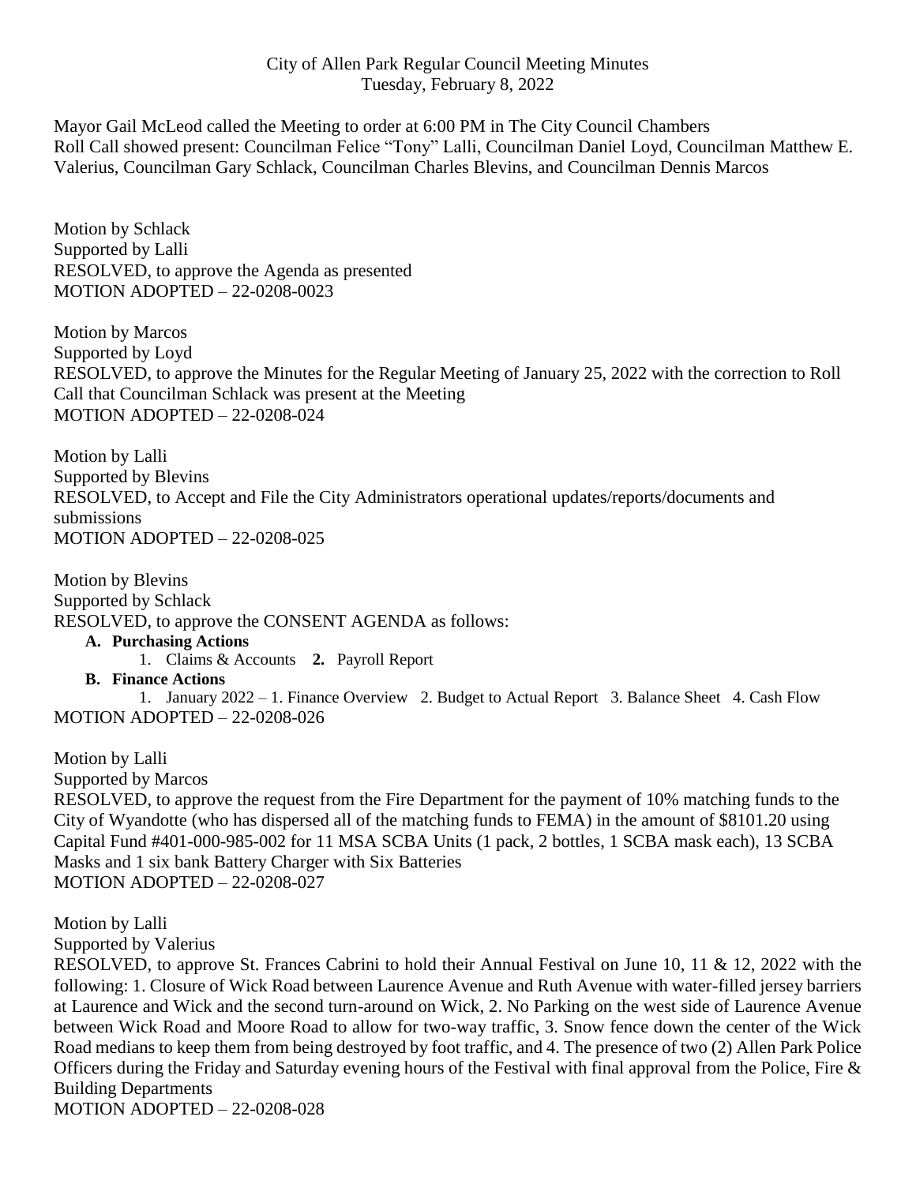City of Allen Park Regular Council Meeting Minutes
Tuesday, February 8, 2022

Mayor Gail McLeod called the Meeting to order at 6:00 PM in The City Council Chambers
Roll Call showed present: Councilman Felice "Tony" Lalli, Councilman Daniel Loyd, Councilman Matthew E. Valerius, Councilman Gary Schlack, Councilman Charles Blevins, and Councilman Dennis Marcos

Motion by Schlack
Supported by Lalli
RESOLVED, to approve the Agenda as presented
MOTION ADOPTED – 22-0208-0023

Motion by Marcos
Supported by Loyd
RESOLVED, to approve the Minutes for the Regular Meeting of January 25, 2022 with the correction to Roll Call that Councilman Schlack was present at the Meeting
MOTION ADOPTED – 22-0208-024

Motion by Lalli
Supported by Blevins
RESOLVED, to Accept and File the City Administrators operational updates/reports/documents and submissions
MOTION ADOPTED – 22-0208-025

Motion by Blevins
Supported by Schlack
RESOLVED, to approve the CONSENT AGENDA as follows:

- **A. Purchasing Actions**
  1. Claims & Accounts **2.** Payroll Report
- **B. Finance Actions**
  1. January 2022 – 1. Finance Overview 2. Budget to Actual Report 3. Balance Sheet 4. Cash Flow

MOTION ADOPTED – 22-0208-026

Motion by Lalli
Supported by Marcos
RESOLVED, to approve the request from the Fire Department for the payment of 10% matching funds to the City of Wyandotte (who has dispersed all of the matching funds to FEMA) in the amount of $8101.20 using Capital Fund #401-000-985-002 for 11 MSA SCBA Units (1 pack, 2 bottles, 1 SCBA mask each), 13 SCBA Masks and 1 six bank Battery Charger with Six Batteries
MOTION ADOPTED – 22-0208-027

Motion by Lalli
Supported by Valerius
RESOLVED, to approve St. Frances Cabrini to hold their Annual Festival on June 10, 11 & 12, 2022 with the following: 1. Closure of Wick Road between Laurence Avenue and Ruth Avenue with water-filled jersey barriers at Laurence and Wick and the second turn-around on Wick, 2. No Parking on the west side of Laurence Avenue between Wick Road and Moore Road to allow for two-way traffic, 3. Snow fence down the center of the Wick Road medians to keep them from being destroyed by foot traffic, and 4. The presence of two (2) Allen Park Police Officers during the Friday and Saturday evening hours of the Festival with final approval from the Police, Fire & Building Departments
MOTION ADOPTED – 22-0208-028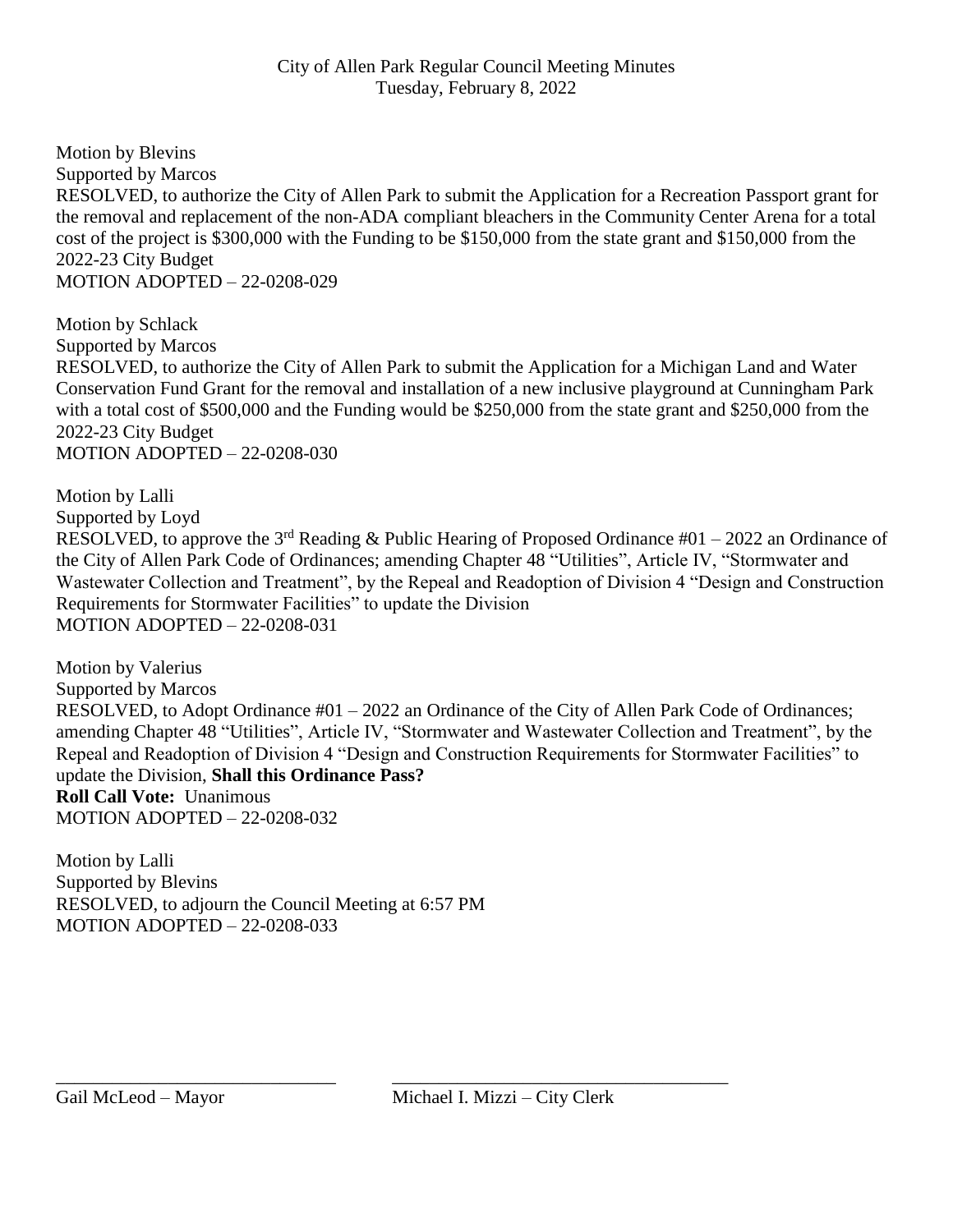Motion by Blevins
Supported by Marcos
RESOLVED, to authorize the City of Allen Park to submit the Application for a Recreation Passport grant for the removal and replacement of the non-ADA compliant bleachers in the Community Center Arena for a total cost of the project is $300,000 with the Funding to be $150,000 from the state grant and $150,000 from the 2022-23 City Budget
MOTION ADOPTED – 22-0208-029

Motion by Schlack
Supported by Marcos
RESOLVED, to authorize the City of Allen Park to submit the Application for a Michigan Land and Water Conservation Fund Grant for the removal and installation of a new inclusive playground at Cunningham Park with a total cost of $500,000 and the Funding would be $250,000 from the state grant and $250,000 from the 2022-23 City Budget
MOTION ADOPTED – 22-0208-030

Motion by Lalli
Supported by Loyd
RESOLVED, to approve the 3rd Reading & Public Hearing of Proposed Ordinance #01 – 2022 an Ordinance of the City of Allen Park Code of Ordinances; amending Chapter 48 "Utilities", Article IV, "Stormwater and Wastewater Collection and Treatment", by the Repeal and Readoption of Division 4 "Design and Construction Requirements for Stormwater Facilities" to update the Division
MOTION ADOPTED – 22-0208-031

Motion by Valerius
Supported by Marcos
RESOLVED, to Adopt Ordinance #01 – 2022 an Ordinance of the City of Allen Park Code of Ordinances; amending Chapter 48 "Utilities", Article IV, "Stormwater and Wastewater Collection and Treatment", by the Repeal and Readoption of Division 4 "Design and Construction Requirements for Stormwater Facilities" to update the Division, **Shall this Ordinance Pass?**
**Roll Call Vote:** Unanimous
MOTION ADOPTED – 22-0208-032

Motion by Lalli
Supported by Blevins
RESOLVED, to adjourn the Council Meeting at 6:57 PM
MOTION ADOPTED – 22-0208-033

______________________________ ______________________________

Gail McLeod – Mayor Michael I. Mizzi – City Clerk